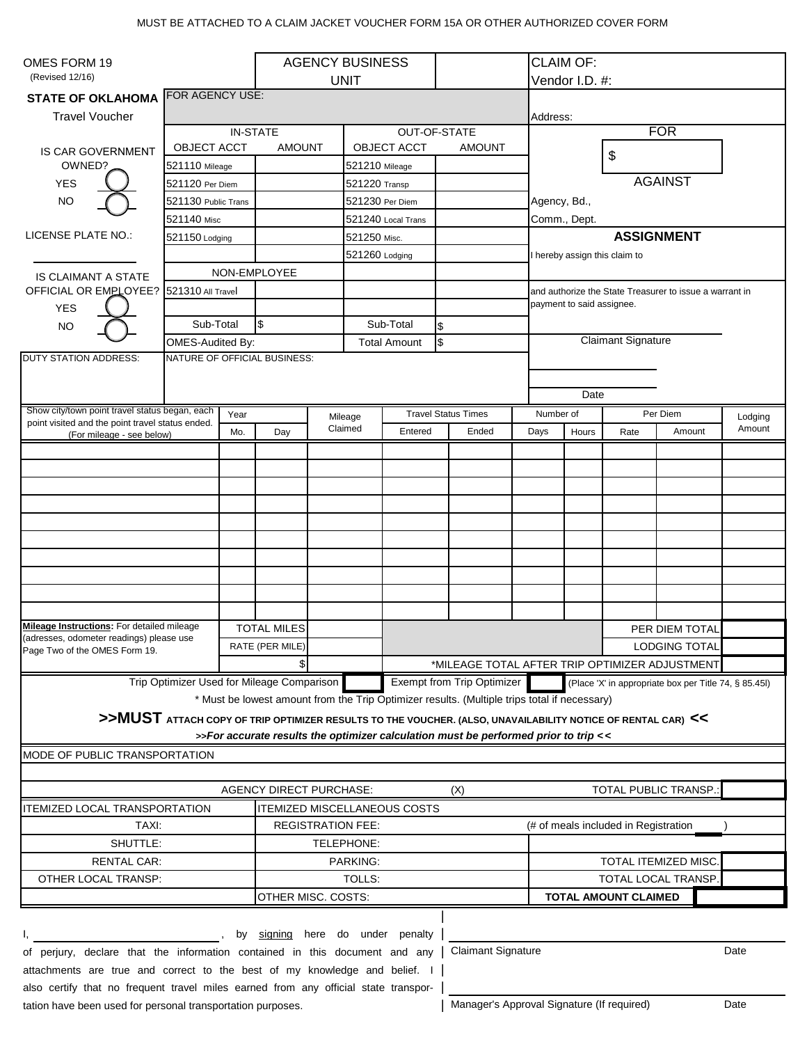MUST BE ATTACHED TO A CLAIM JACKET VOUCHER FORM 15A OR OTHER AUTHORIZED COVER FORM

OMES FORM 19
(Revised 12/16)

**STATE OF OKLAHOMA**
Travel Voucher

| AGENCY BUSINESS UNIT | |
|---|---|

CLAIM OF:
Vendor I.D. #:

Address:

FOR AGENCY USE:

IS CAR GOVERNMENT OWNED?
YES
NO

LICENSE PLATE NO.:

IS CLAIMANT A STATE OFFICIAL OR EMPLOYEE?
YES
NO

| IN-STATE | | OUT-OF-STATE | |
|---|---|---|---|
| OBJECT ACCT | AMOUNT | OBJECT ACCT | AMOUNT |
| 521110 Mileage | | 521210 Mileage | |
| 521120 Per Diem | | 521220 Transp | |
| 521130 Public Trans | | 521230 Per Diem | |
| 521140 Misc | | 521240 Local Trans | |
| 521150 Lodging | | 521250 Misc. | |
| | | 521260 Lodging | |
| NON-EMPLOYEE | | | |
| 521310 All Travel | | | |
| | | | |
| Sub-Total | $ | Sub-Total | $ |
| OMES-Audited By: | | Total Amount | $ |

**FOR**

$

**AGAINST**

Agency, Bd., Comm., Dept.

**ASSIGNMENT**

I hereby assign this claim to

and authorize the State Treasurer to issue a warrant in payment to said assignee.

Claimant Signature

Date

DUTY STATION ADDRESS:

NATURE OF OFFICIAL BUSINESS:

| Show city/town point travel status began, each point visited and the point travel status ended. (For mileage - see below) | Year Mo. | Day | Mileage Claimed | Travel Status Times Entered | Travel Status Times Ended | Number of Days | Number of Hours | Per Diem Rate | Per Diem Amount | Lodging Amount |
|---|---|---|---|---|---|---|---|---|---|---|
| | | | | | | | | | | |
| | | | | | | | | | | |
| | | | | | | | | | | |
| | | | | | | | | | | |
| | | | | | | | | | | |
| | | | | | | | | | | |
| | | | | | | | | | | |
| | | | | | | | | | | |
| | | | | | | | | | | |
| | | | | | | | | | | |

**Mileage Instructions:** For detailed mileage (adresses, odometer readings) please use Page Two of the OMES Form 19.

| TOTAL MILES | | PER DIEM TOTAL | |
|---|---|---|---|
| RATE (PER MILE) | | LODGING TOTAL | |
| $ | | *MILEAGE TOTAL AFTER TRIP OPTIMIZER ADJUSTMENT | |

Trip Optimizer Used for Mileage Comparison [ ] Exempt from Trip Optimizer [ ] (Place 'X' in appropriate box per Title 74, § 85.45l)

* Must be lowest amount from the Trip Optimizer results. (Multiple trips total if necessary)

**>>MUST ATTACH COPY OF TRIP OPTIMIZER RESULTS TO THE VOUCHER. (ALSO, UNAVAILABILITY NOTICE OF RENTAL CAR) <<**

***>>For accurate results the optimizer calculation must be performed prior to trip <<***

MODE OF PUBLIC TRANSPORTATION

AGENCY DIRECT PURCHASE: (X) TOTAL PUBLIC TRANSP.:

| ITEMIZED LOCAL TRANSPORTATION | | ITEMIZED MISCELLANEOUS COSTS | | | |
|---|---|---|---|---|---|
| TAXI: | | REGISTRATION FEE: | | (# of meals included in Registration ) | |
| SHUTTLE: | | TELEPHONE: | | | |
| RENTAL CAR: | | PARKING: | | TOTAL ITEMIZED MISC. | |
| OTHER LOCAL TRANSP: | | TOLLS: | | TOTAL LOCAL TRANSP. | |
| | | OTHER MISC. COSTS: | | **TOTAL AMOUNT CLAIMED** | |

I, ______________________, by signing here do under penalty of perjury, declare that the information contained in this document and any attachments are true and correct to the best of my knowledge and belief. I also certify that no frequent travel miles earned from any official state transportation have been used for personal transportation purposes.

Claimant Signature Date

Manager's Approval Signature (If required) Date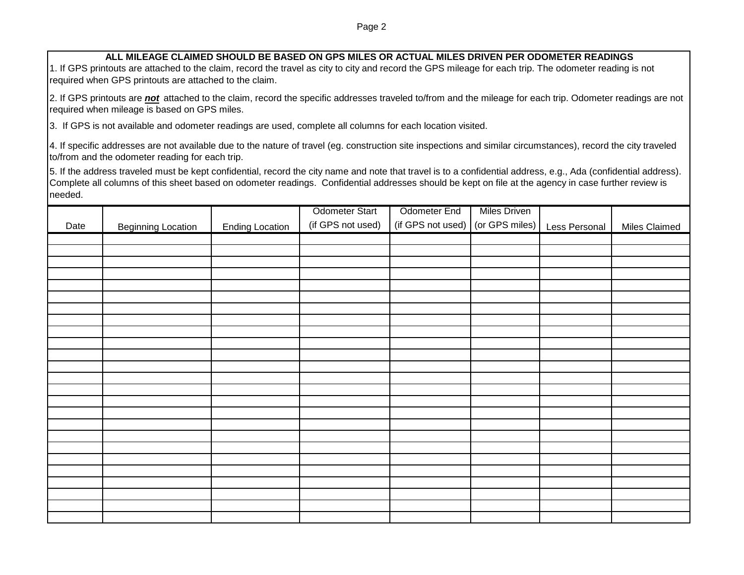**ALL MILEAGE CLAIMED SHOULD BE BASED ON GPS MILES OR ACTUAL MILES DRIVEN PER ODOMETER READINGS**

1. If GPS printouts are attached to the claim, record the travel as city to city and record the GPS mileage for each trip. The odometer reading is not required when GPS printouts are attached to the claim.

2. If GPS printouts are ***not*** attached to the claim, record the specific addresses traveled to/from and the mileage for each trip. Odometer readings are not required when mileage is based on GPS miles.

3. If GPS is not available and odometer readings are used, complete all columns for each location visited.

4. If specific addresses are not available due to the nature of travel (eg. construction site inspections and similar circumstances), record the city traveled to/from and the odometer reading for each trip.

5. If the address traveled must be kept confidential, record the city name and note that travel is to a confidential address, e.g., Ada (confidential address). Complete all columns of this sheet based on odometer readings. Confidential addresses should be kept on file at the agency in case further review is needed.

| Date | Beginning Location | Ending Location | Odometer Start (if GPS not used) | Odometer End (if GPS not used) | Miles Driven (or GPS miles) | Less Personal | Miles Claimed |
|---|---|---|---|---|---|---|---|
| | | | | | | | |
| | | | | | | | |
| | | | | | | | |
| | | | | | | | |
| | | | | | | | |
| | | | | | | | |
| | | | | | | | |
| | | | | | | | |
| | | | | | | | |
| | | | | | | | |
| | | | | | | | |
| | | | | | | | |
| | | | | | | | |
| | | | | | | | |
| | | | | | | | |
| | | | | | | | |
| | | | | | | | |
| | | | | | | | |
| | | | | | | | |
| | | | | | | | |
| | | | | | | | |
| | | | | | | | |
| | | | | | | | |
| | | | | | | | |
| | | | | | | | |